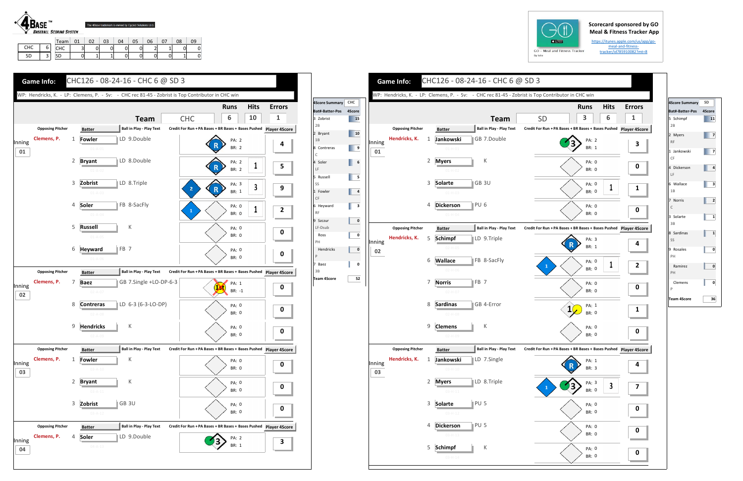**4BASE™ BASEBALL SCORING SYSTEM**

The 4Base trademark is owned by Cycled Solutions LLC

| | | Team | 01 | 02 | 03 | 04 | 05 | 06 | 07 | 08 | 09 |
|---|---|---|---|---|---|---|---|---|---|---|---|
| CHC | 6 | CHC | 3 | 0 | 0 | 0 | 0 | 2 | 1 | 0 | 0 |
| SD | 3 | SD | 0 | 1 | 1 | 0 | 0 | 0 | 0 | 1 | 0 |

Scorecard sponsored by GO Meal & Fitness Tracker App
https://itunes.apple.com/us/app/go-meal-and-fitness-tracker/id785910082?mt=8

GO - Meal and Fitness Tracker By Iolo

## Game Info: CHC126 - 08-24-16 - CHC 6 @ SD 3

WP: Hendricks, K. - LP: Clemens, P. - Sv: - CHC rec 81-45 - Zobrist is Top Contributor in CHC win

| Team | Runs | Hits | Errors |
|---|---|---|---|
| CHC | 6 | 10 | 1 |

| Inning | Opposing Pitcher | # | Batter | Ball in Play - Play Text | Credit For Run + PA Bases + BR Bases + Bases Pushed | Player 4Score |
|---|---|---|---|---|---|---|
| 01 | Clemens, P. | 1 | Fowler | LD 9.Double | R; PA: 2, BR: 2 | 4 |
| | | 2 | Bryant | LD 8.Double | R; PA: 2, BR: 2; 1 | 5 |
| | | 3 | Zobrist | LD 8.Triple | 2; R; PA: 3, BR: 1; 3 | 9 |
| | | 4 | Soler | FB 8-SacFly | 1; PA: 0, BR: 0; 1 | 2 |
| | | 5 | Russell | K | PA: 0, BR: 0 | 0 |
| | | 6 | Heyward | FB 7 | PA: 0, BR: 0 | 0 |
| 02 | Clemens, P. | 7 | Baez | GB 7.Single +LO-DP-6-3 | 1st; PA: 1, BR: -1 | 0 |
| | | 8 | Contreras | LD 6-3 (6-3-LO-DP) | PA: 0, BR: 0 | 0 |
| | | 9 | Hendricks | K | PA: 0, BR: 0 | 0 |
| 03 | Clemens, P. | 1 | Fowler | K | PA: 0, BR: 0 | 0 |
| | | 2 | Bryant | K | PA: 0, BR: 0 | 0 |
| | | 3 | Zobrist | GB 3U | PA: 0, BR: 0 | 0 |
| 04 | Clemens, P. | 4 | Soler | LD 9.Double | 3; PA: 2, BR: 1 | 3 |

| 4Score Summary | CHC |
|---|---|
| Bat#-Batter-Pos | 4Score |
| 3 Zobrist 2B | 15 |
| 2 Bryant 1B | 10 |
| 8 Contreras C | 9 |
| 4 Soler LF | 6 |
| 5 Russell SS | 5 |
| 1 Fowler CF | 4 |
| 6 Heyward RF | 3 |
| 9 Szczur LF-Dsub | 0 |
| Ross PH | 0 |
| Hendricks P | 0 |
| 7 Baez 3B | 0 |
| Team 4Score | 52 |

## Game Info: CHC126 - 08-24-16 - CHC 6 @ SD 3

WP: Hendricks, K. - LP: Clemens, P. - Sv: - CHC rec 81-45 - Zobrist is Top Contributor in CHC win

| Team | Runs | Hits | Errors |
|---|---|---|---|
| SD | 3 | 6 | 1 |

| Inning | Opposing Pitcher | # | Batter | Ball in Play - Play Text | Credit For Run + PA Bases + BR Bases + Bases Pushed | Player 4Score |
|---|---|---|---|---|---|---|
| 01 | Hendricks, K. | 1 | Jankowski | GB 7.Double | 3; PA: 2, BR: 1 | 3 |
| | | 2 | Myers | K | PA: 0, BR: 0 | 0 |
| | | 3 | Solarte | GB 3U | PA: 0, BR: 0; 1 | 1 |
| | | 4 | Dickerson | PU 6 | PA: 0, BR: 0 | 0 |
| 02 | Hendricks, K. | 5 | Schimpf | LD 9.Triple | R; PA: 3, BR: 1 | 4 |
| | | 6 | Wallace | FB 8-SacFly | 1; PA: 0, BR: 0; 1 | 2 |
| | | 7 | Norris | FB 7 | PA: 0, BR: 0 | 0 |
| | | 8 | Sardinas | GB 4-Error | 1; PA: 1, BR: 0 | 1 |
| | | 9 | Clemens | K | PA: 0, BR: 0 | 0 |
| 03 | Hendricks, K. | 1 | Jankowski | LD 7.Single | R; PA: 1, BR: 3 | 4 |
| | | 2 | Myers | LD 8.Triple | 1; 3; PA: 3, BR: 0; 3 | 7 |
| | | 3 | Solarte | PU 5 | PA: 0, BR: 0 | 0 |
| | | 4 | Dickerson | PU 5 | PA: 0, BR: 0 | 0 |
| | | 5 | Schimpf | K | PA: 0, BR: 0 | 0 |

| 4Score Summary | SD |
|---|---|
| Bat#-Batter-Pos | 4Score |
| 5 Schimpf 2B | 11 |
| 2 Myers RF | 7 |
| 1 Jankowski CF | 7 |
| 4 Dickerson LF | 4 |
| 6 Wallace 1B | 3 |
| 7 Norris C | 2 |
| 3 Solarte 3B | 1 |
| 8 Sardinas SS | 1 |
| 9 Rosales PH | 0 |
| Ramirez PH | 0 |
| Clemens P | 0 |
| Team 4Score | 36 |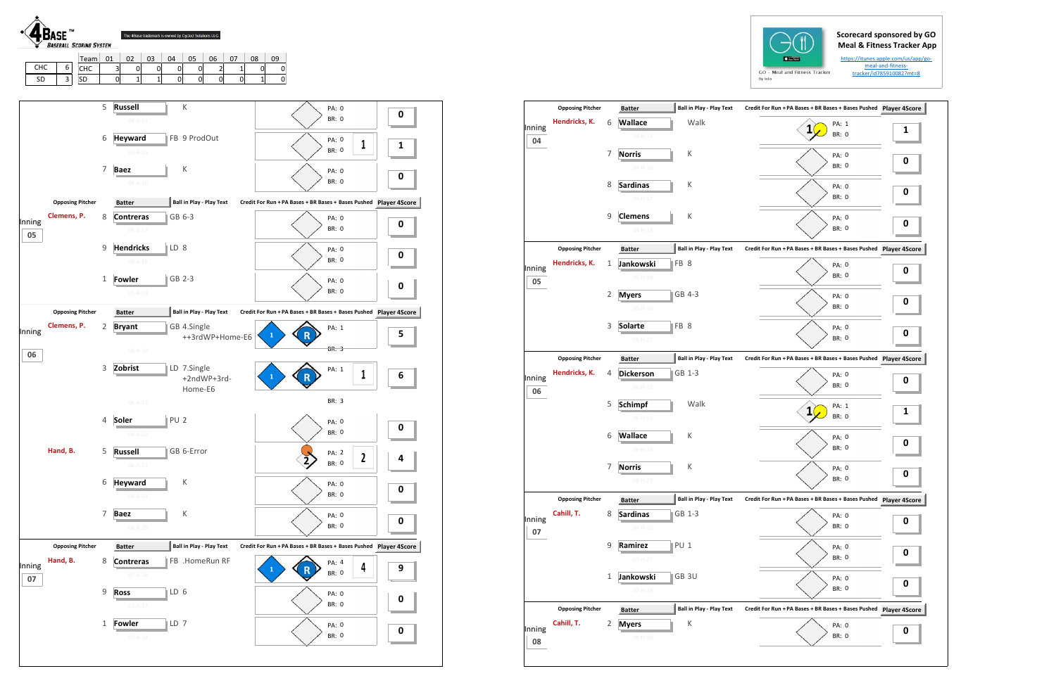**4BASE™ BASEBALL SCORING SYSTEM**

The 4Base trademark is owned by Cycled Solutions LLC

| | | Team | 01 | 02 | 03 | 04 | 05 | 06 | 07 | 08 | 09 |
|---|---|---|---|---|---|---|---|---|---|---|---|
| CHC | 6 | CHC | 3 | 0 | 0 | 0 | 0 | 2 | 1 | 0 | 0 |
| SD | 3 | SD | 0 | 1 | 1 | 0 | 0 | 0 | 0 | 1 | 0 |

Scorecard sponsored by GO Meal & Fitness Tracker App

https://itunes.apple.com/us/app/go-meal-and-fitness-tracker/id785910082?mt=8

GO - Meal and Fitness Tracker

## CHC

| Inning | Opposing Pitcher | # | Batter | Ball in Play - Play Text | PA | BR | Credit For Run | Player 4Score |
|---|---|---|---|---|---|---|---|---|
| | | 5 | Russell (04-A-14) | K | 0 | 0 | | 0 |
| | | 6 | Heyward (04-A-15) | FB 9 ProdOut | 0 | 0 | 1 | 1 |
| | | 7 | Baez (04-A-16) | K | 0 | 0 | | 0 |
| 05 | Clemens, P. | 8 | Contreras (05-A-17) | GB 6-3 | 0 | 0 | | 0 |
| | | 9 | Hendricks (05-A-18) | LD 8 | 0 | 0 | | 0 |
| | | 1 | Fowler (05-A-19) | GB 2-3 | 0 | 0 | | 0 |
| 06 | Clemens, P. | 2 | Bryant (06-A-20) | GB 4.Single ++3rdWP+Home-E6 | 1 | 3 | | 5 |
| | | 3 | Zobrist (06-A-21) | LD 7.Single +2ndWP+3rd-Home-E6 | 1 | 3 | 1 | 6 |
| | | 4 | Soler (06-A-22) | PU 2 | 0 | 0 | | 0 |
| | Hand, B. | 5 | Russell (06-A-23) | GB 6-Error | 2 | 0 | 2 | 4 |
| | | 6 | Heyward (06-A-24) | K | 0 | 0 | | 0 |
| | | 7 | Baez (06-A-25) | K | 0 | 0 | | 0 |
| 07 | Hand, B. | 8 | Contreras (07-A-26) | FB .HomeRun RF | 4 | 0 | 4 | 9 |
| | | 9 | Ross (07-A-27) | LD 6 | 0 | 0 | | 0 |
| | | 1 | Fowler (07-A-28) | LD 7 | 0 | 0 | | 0 |

## SD

| Inning | Opposing Pitcher | # | Batter | Ball in Play - Play Text | PA | BR | Credit For Run | Player 4Score |
|---|---|---|---|---|---|---|---|---|
| 04 | Hendricks, K. | 6 | Wallace (04-H-15) | Walk | 1 | 0 | | 1 |
| | | 7 | Norris (04-H-16) | K | 0 | 0 | | 0 |
| | | 8 | Sardinas (04-H-17) | K | 0 | 0 | | 0 |
| | | 9 | Clemens (04-H-18) | K | 0 | 0 | | 0 |
| 05 | Hendricks, K. | 1 | Jankowski (05-H-19) | FB 8 | 0 | 0 | | 0 |
| | | 2 | Myers (05-H-20) | GB 4-3 | 0 | 0 | | 0 |
| | | 3 | Solarte (05-H-21) | FB 8 | 0 | 0 | | 0 |
| 06 | Hendricks, K. | 4 | Dickerson (06-H-22) | GB 1-3 | 0 | 0 | | 0 |
| | | 5 | Schimpf (06-H-23) | Walk | 1 | 0 | | 1 |
| | | 6 | Wallace (06-H-24) | K | 0 | 0 | | 0 |
| | | 7 | Norris (06-H-25) | K | 0 | 0 | | 0 |
| 07 | Cahill, T. | 8 | Sardinas (07-H-26) | GB 1-3 | 0 | 0 | | 0 |
| | | 9 | Ramirez (07-H-27) | PU 1 | 0 | 0 | | 0 |
| | | 1 | Jankowski (07-H-28) | GB 3U | 0 | 0 | | 0 |
| 08 | Cahill, T. | 2 | Myers (08-H-29) | K | 0 | 0 | | 0 |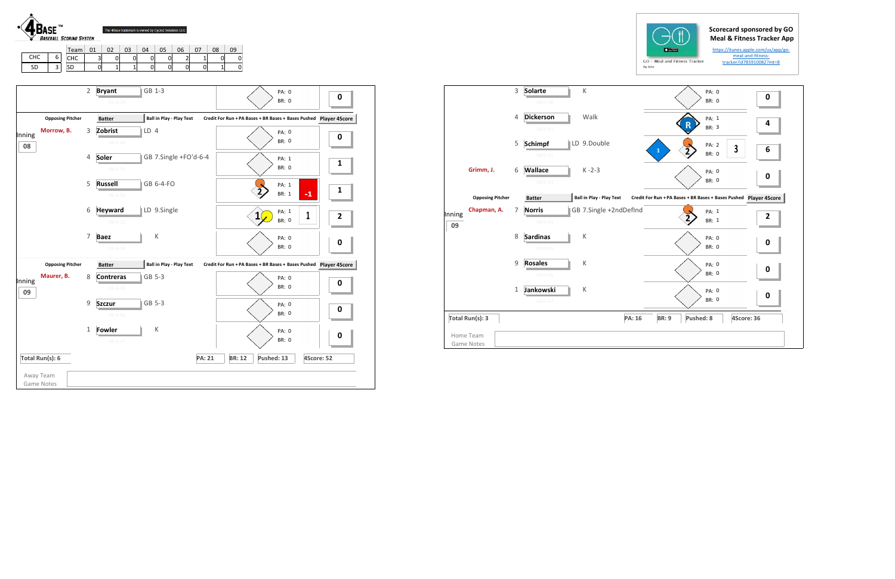4BASE™ BASEBALL SCORING SYSTEM

The 4Base trademark is owned by Cycled Solutions LLC

| | | Team | 01 | 02 | 03 | 04 | 05 | 06 | 07 | 08 | 09 |
|---|---|---|---|---|---|---|---|---|---|---|---|
| CHC | 6 | CHC | 3 | 0 | 0 | 0 | 0 | 2 | 1 | 0 | 0 |
| SD | 3 | SD | 0 | 1 | 1 | 0 | 0 | 0 | 0 | 1 | 0 |

Scorecard sponsored by GO Meal & Fitness Tracker App

https://itunes.apple.com/us/app/go-meal-and-fitness-tracker/id785910082?mt=8

GO - Meal and Fitness Tracker

## Away Team (CHC)

| Inning | Opposing Pitcher | # | Batter | Ball in Play - Play Text | Credit For Run + PA Bases + BR Bases + Bases Pushed | Player 4Score |
|---|---|---|---|---|---|---|
| | | 2 | Bryant | GB 1-3 | PA: 0 BR: 0 | 0 |
| 08 | Morrow, B. | 3 | Zobrist | LD 4 | PA: 0 BR: 0 | 0 |
| | | 4 | Soler | GB 7.Single +FO'd-6-4 | PA: 1 BR: 0 | 1 |
| | | 5 | Russell | GB 6-4-FO | PA: 1 BR: 1 -1 | 1 |
| | | 6 | Heyward | LD 9.Single | PA: 1 BR: 0 1 | 2 |
| | | 7 | Baez | K | PA: 0 BR: 0 | 0 |
| 09 | Maurer, B. | 8 | Contreras | GB 5-3 | PA: 0 BR: 0 | 0 |
| | | 9 | Szczur | GB 5-3 | PA: 0 BR: 0 | 0 |
| | | 1 | Fowler | K | PA: 0 BR: 0 | 0 |

Total Run(s): 6 | PA: 21 | BR: 12 | Pushed: 13 | 4Score: 52

Away Team Game Notes

## Home Team (SD)

| Inning | Opposing Pitcher | # | Batter | Ball in Play - Play Text | Credit For Run + PA Bases + BR Bases + Bases Pushed | Player 4Score |
|---|---|---|---|---|---|---|
| | | 3 | Solarte | K | PA: 0 BR: 0 | 0 |
| | | 4 | Dickerson | Walk | R PA: 1 BR: 3 | 4 |
| | | 5 | Schimpf | LD 9.Double | PA: 2 BR: 0 3 | 6 |
| | Grimm, J. | 6 | Wallace | K -2-3 | PA: 0 BR: 0 | 0 |
| 09 | Chapman, A. | 7 | Norris | GB 7.Single +2ndDefInd | PA: 1 BR: 1 | 2 |
| | | 8 | Sardinas | K | PA: 0 BR: 0 | 0 |
| | | 9 | Rosales | K | PA: 0 BR: 0 | 0 |
| | | 1 | Jankowski | K | PA: 0 BR: 0 | 0 |

Total Run(s): 3 | PA: 16 | BR: 9 | Pushed: 8 | 4Score: 36

Home Team Game Notes